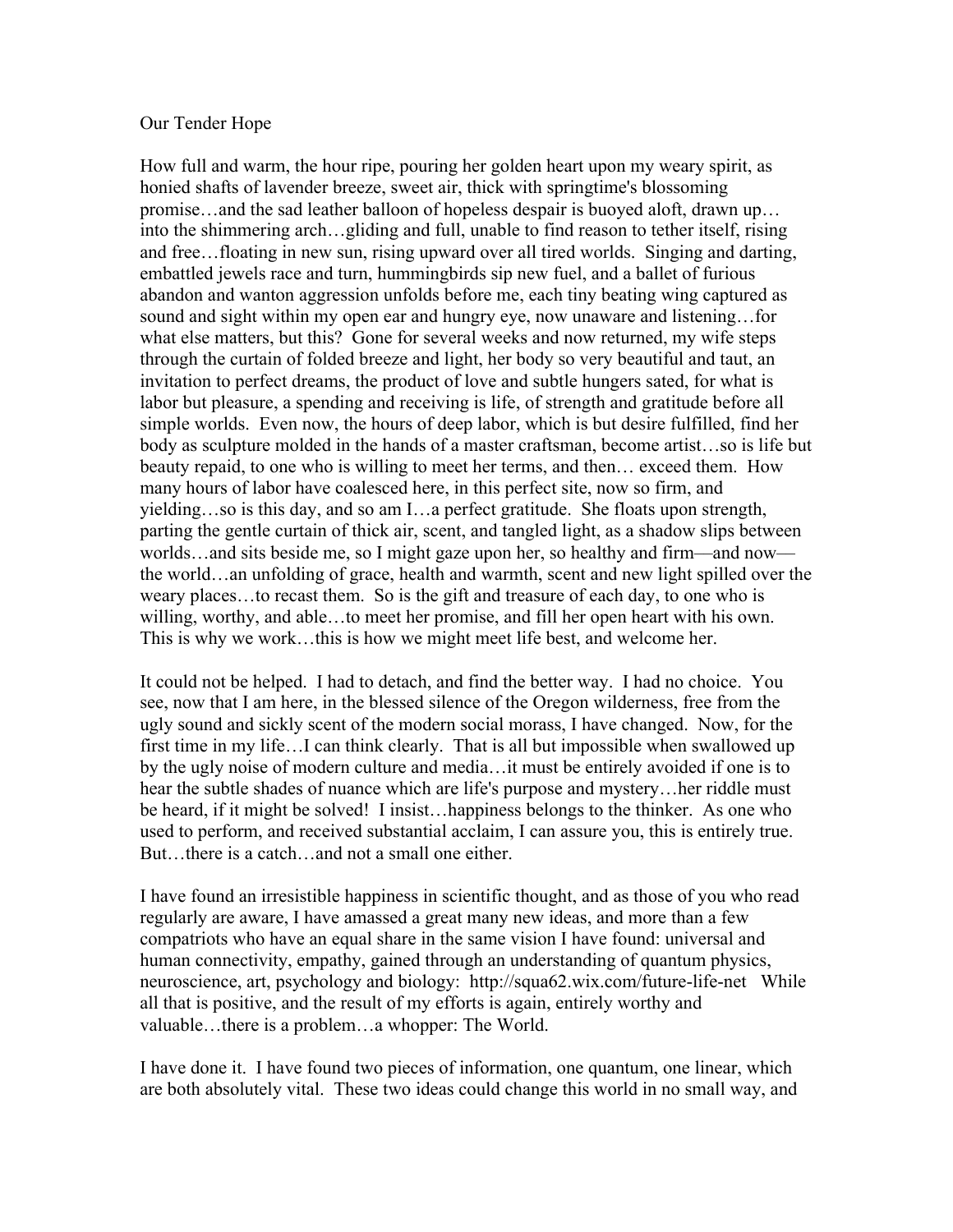Our Tender Hope

How full and warm, the hour ripe, pouring her golden heart upon my weary spirit, as honied shafts of lavender breeze, sweet air, thick with springtime's blossoming promise…and the sad leather balloon of hopeless despair is buoyed aloft, drawn up… into the shimmering arch…gliding and full, unable to find reason to tether itself, rising and free…floating in new sun, rising upward over all tired worlds. Singing and darting, embattled jewels race and turn, hummingbirds sip new fuel, and a ballet of furious abandon and wanton aggression unfolds before me, each tiny beating wing captured as sound and sight within my open ear and hungry eye, now unaware and listening…for what else matters, but this? Gone for several weeks and now returned, my wife steps through the curtain of folded breeze and light, her body so very beautiful and taut, an invitation to perfect dreams, the product of love and subtle hungers sated, for what is labor but pleasure, a spending and receiving is life, of strength and gratitude before all simple worlds. Even now, the hours of deep labor, which is but desire fulfilled, find her body as sculpture molded in the hands of a master craftsman, become artist…so is life but beauty repaid, to one who is willing to meet her terms, and then… exceed them. How many hours of labor have coalesced here, in this perfect site, now so firm, and yielding…so is this day, and so am I…a perfect gratitude. She floats upon strength, parting the gentle curtain of thick air, scent, and tangled light, as a shadow slips between worlds…and sits beside me, so I might gaze upon her, so healthy and firm—and now—the world…an unfolding of grace, health and warmth, scent and new light spilled over the weary places…to recast them. So is the gift and treasure of each day, to one who is willing, worthy, and able…to meet her promise, and fill her open heart with his own. This is why we work…this is how we might meet life best, and welcome her.

It could not be helped. I had to detach, and find the better way. I had no choice. You see, now that I am here, in the blessed silence of the Oregon wilderness, free from the ugly sound and sickly scent of the modern social morass, I have changed. Now, for the first time in my life…I can think clearly. That is all but impossible when swallowed up by the ugly noise of modern culture and media…it must be entirely avoided if one is to hear the subtle shades of nuance which are life's purpose and mystery…her riddle must be heard, if it might be solved! I insist…happiness belongs to the thinker. As one who used to perform, and received substantial acclaim, I can assure you, this is entirely true. But…there is a catch…and not a small one either.

I have found an irresistible happiness in scientific thought, and as those of you who read regularly are aware, I have amassed a great many new ideas, and more than a few compatriots who have an equal share in the same vision I have found: universal and human connectivity, empathy, gained through an understanding of quantum physics, neuroscience, art, psychology and biology: http://squa62.wix.com/future-life-net While all that is positive, and the result of my efforts is again, entirely worthy and valuable…there is a problem…a whopper: The World.

I have done it. I have found two pieces of information, one quantum, one linear, which are both absolutely vital. These two ideas could change this world in no small way, and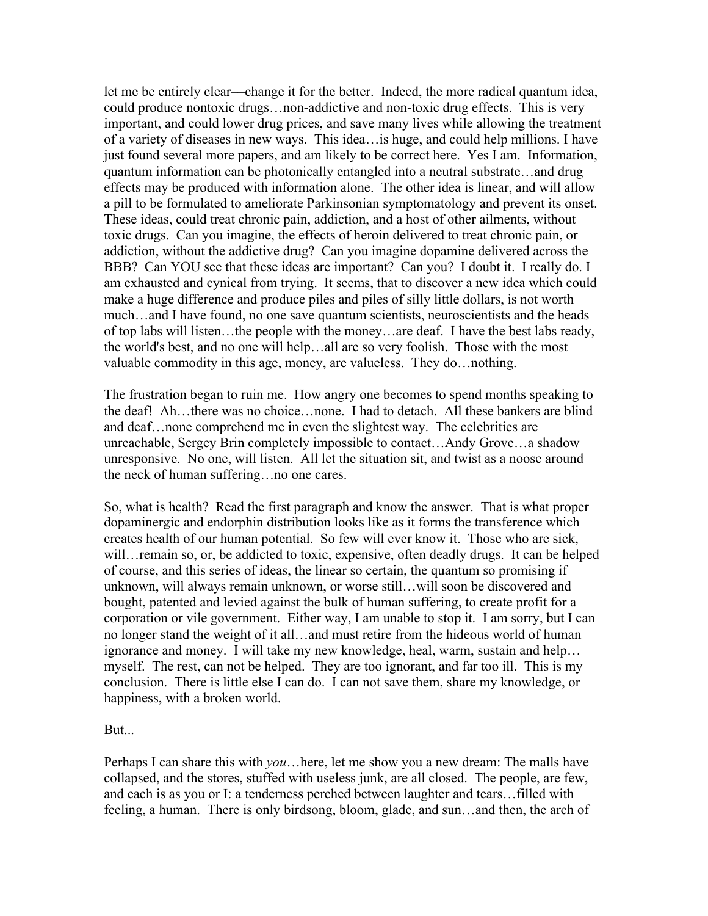let me be entirely clear—change it for the better. Indeed, the more radical quantum idea, could produce nontoxic drugs…non-addictive and non-toxic drug effects. This is very important, and could lower drug prices, and save many lives while allowing the treatment of a variety of diseases in new ways. This idea…is huge, and could help millions. I have just found several more papers, and am likely to be correct here. Yes I am. Information, quantum information can be photonically entangled into a neutral substrate…and drug effects may be produced with information alone. The other idea is linear, and will allow a pill to be formulated to ameliorate Parkinsonian symptomatology and prevent its onset. These ideas, could treat chronic pain, addiction, and a host of other ailments, without toxic drugs. Can you imagine, the effects of heroin delivered to treat chronic pain, or addiction, without the addictive drug? Can you imagine dopamine delivered across the BBB? Can YOU see that these ideas are important? Can you? I doubt it. I really do. I am exhausted and cynical from trying. It seems, that to discover a new idea which could make a huge difference and produce piles and piles of silly little dollars, is not worth much…and I have found, no one save quantum scientists, neuroscientists and the heads of top labs will listen…the people with the money…are deaf. I have the best labs ready, the world's best, and no one will help…all are so very foolish. Those with the most valuable commodity in this age, money, are valueless. They do…nothing.

The frustration began to ruin me. How angry one becomes to spend months speaking to the deaf! Ah…there was no choice…none. I had to detach. All these bankers are blind and deaf…none comprehend me in even the slightest way. The celebrities are unreachable, Sergey Brin completely impossible to contact…Andy Grove…a shadow unresponsive. No one, will listen. All let the situation sit, and twist as a noose around the neck of human suffering…no one cares.

So, what is health? Read the first paragraph and know the answer. That is what proper dopaminergic and endorphin distribution looks like as it forms the transference which creates health of our human potential. So few will ever know it. Those who are sick, will…remain so, or, be addicted to toxic, expensive, often deadly drugs. It can be helped of course, and this series of ideas, the linear so certain, the quantum so promising if unknown, will always remain unknown, or worse still…will soon be discovered and bought, patented and levied against the bulk of human suffering, to create profit for a corporation or vile government. Either way, I am unable to stop it. I am sorry, but I can no longer stand the weight of it all…and must retire from the hideous world of human ignorance and money. I will take my new knowledge, heal, warm, sustain and help… myself. The rest, can not be helped. They are too ignorant, and far too ill. This is my conclusion. There is little else I can do. I can not save them, share my knowledge, or happiness, with a broken world.

But...

Perhaps I can share this with *you*…here, let me show you a new dream: The malls have collapsed, and the stores, stuffed with useless junk, are all closed. The people, are few, and each is as you or I: a tenderness perched between laughter and tears…filled with feeling, a human. There is only birdsong, bloom, glade, and sun…and then, the arch of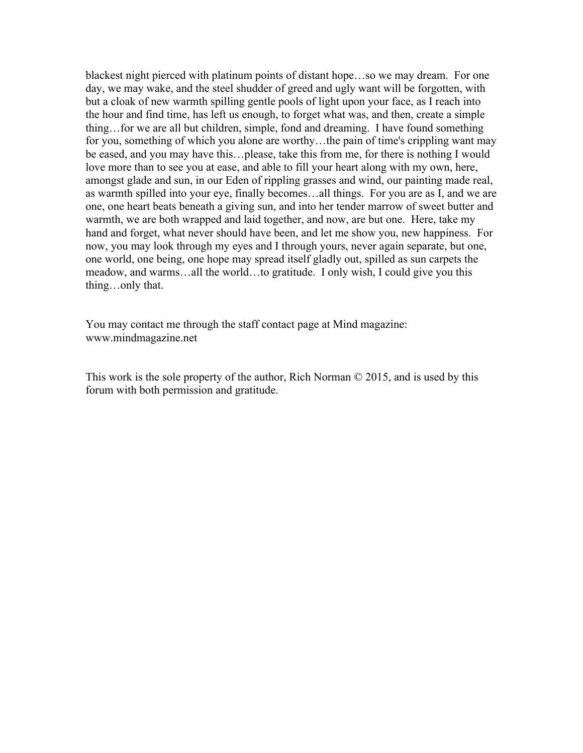blackest night pierced with platinum points of distant hope…so we may dream. For one day, we may wake, and the steel shudder of greed and ugly want will be forgotten, with but a cloak of new warmth spilling gentle pools of light upon your face, as I reach into the hour and find time, has left us enough, to forget what was, and then, create a simple thing…for we are all but children, simple, fond and dreaming. I have found something for you, something of which you alone are worthy…the pain of time's crippling want may be eased, and you may have this…please, take this from me, for there is nothing I would love more than to see you at ease, and able to fill your heart along with my own, here, amongst glade and sun, in our Eden of rippling grasses and wind, our painting made real, as warmth spilled into your eye, finally becomes…all things. For you are as I, and we are one, one heart beats beneath a giving sun, and into her tender marrow of sweet butter and warmth, we are both wrapped and laid together, and now, are but one. Here, take my hand and forget, what never should have been, and let me show you, new happiness. For now, you may look through my eyes and I through yours, never again separate, but one, one world, one being, one hope may spread itself gladly out, spilled as sun carpets the meadow, and warms…all the world…to gratitude. I only wish, I could give you this thing…only that.

You may contact me through the staff contact page at Mind magazine: www.mindmagazine.net

This work is the sole property of the author, Rich Norman © 2015, and is used by this forum with both permission and gratitude.